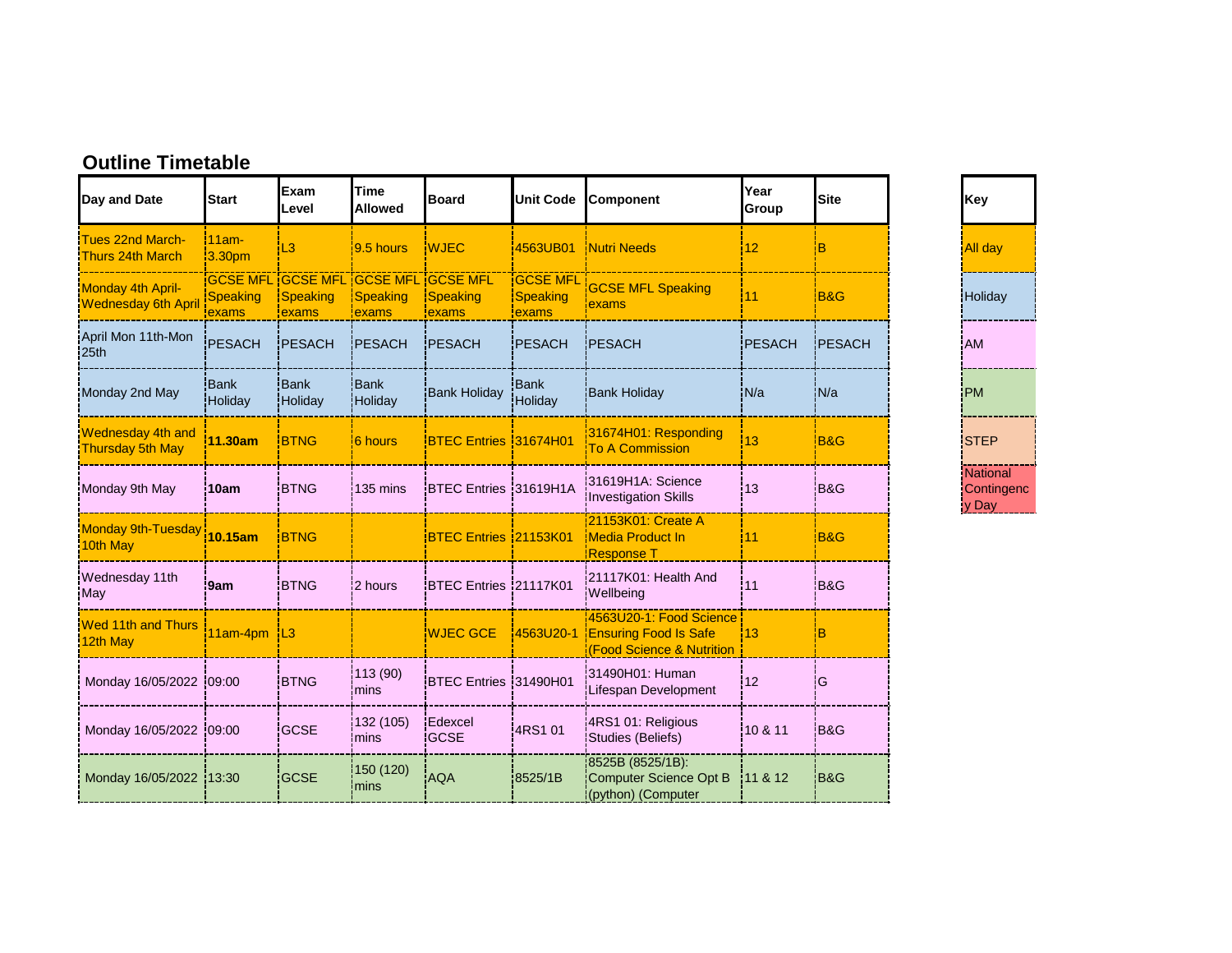## Outline Timetable

| Day and Date | Start | Exam Level | Time Allowed | Board | Unit Code | Component | Year Group | Site |
|---|---|---|---|---|---|---|---|---|
| Tues 22nd March-Thurs 24th March | 11am-3.30pm | L3 | 9.5 hours | WJEC | 4563UB01 | Nutri Needs | 12 | B |
| Monday 4th April-Wednesday 6th April | GCSE MFL Speaking exams | GCSE MFL Speaking exams | GCSE MFL Speaking exams | GCSE MFL Speaking exams | GCSE MFL Speaking exams | GCSE MFL Speaking exams | 11 | B&G |
| April Mon 11th-Mon 25th | PESACH | PESACH | PESACH | PESACH | PESACH | PESACH | PESACH | PESACH |
| Monday 2nd May | Bank Holiday | Bank Holiday | Bank Holiday | Bank Holiday | Bank Holiday | Bank Holiday | N/a | N/a |
| Wednesday 4th and Thursday 5th May | **11.30am** | BTNG | 6 hours | BTEC Entries | 31674H01 | 31674H01: Responding To A Commission | 13 | B&G |
| Monday 9th May | **10am** | BTNG | 135 mins | BTEC Entries | 31619H1A | 31619H1A: Science Investigation Skills | 13 | B&G |
| Monday 9th-Tuesday 10th May | **10.15am** | BTNG | | BTEC Entries | 21153K01 | 21153K01: Create A Media Product In Response T | 11 | B&G |
| Wednesday 11th May | **9am** | BTNG | 2 hours | BTEC Entries | 21117K01 | 21117K01: Health And Wellbeing | 11 | B&G |
| Wed 11th and Thurs 12th May | 11am-4pm | L3 | | WJEC GCE | 4563U20-1 | 4563U20-1: Food Science Ensuring Food Is Safe (Food Science & Nutrition | 13 | B |
| Monday 16/05/2022 | 09:00 | BTNG | 113 (90) mins | BTEC Entries | 31490H01 | 31490H01: Human Lifespan Development | 12 | G |
| Monday 16/05/2022 | 09:00 | GCSE | 132 (105) mins | Edexcel GCSE | 4RS1 01 | 4RS1 01: Religious Studies (Beliefs) | 10 & 11 | B&G |
| Monday 16/05/2022 | 13:30 | GCSE | 150 (120) mins | AQA | 8525/1B | 8525B (8525/1B): Computer Science Opt B (python) (Computer | 11 & 12 | B&G |

| Key |
|---|
| All day |
| Holiday |
| AM |
| PM |
| STEP |
| National Contingency Day |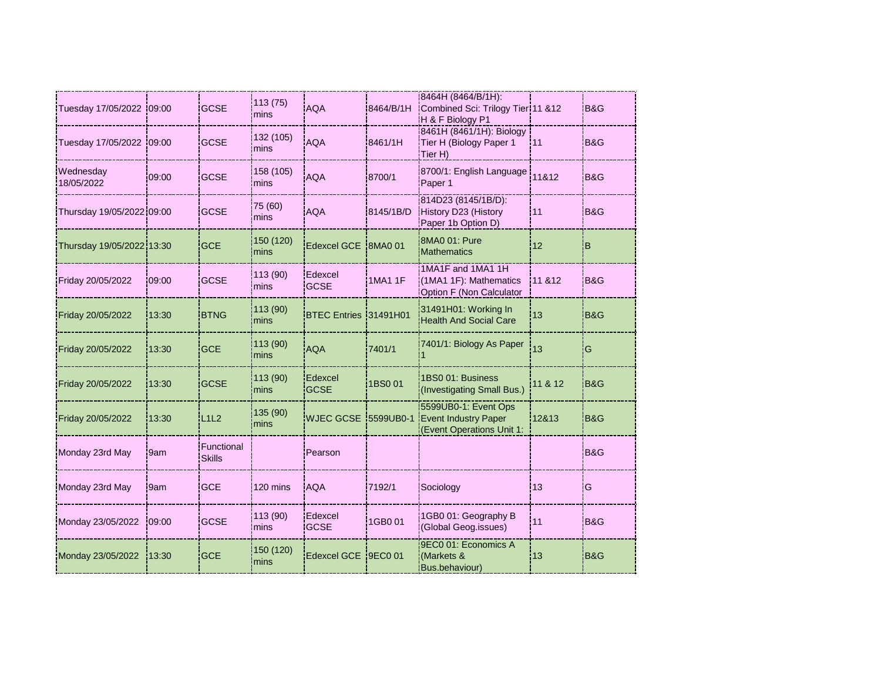| | | | | | | | | |
|---|---|---|---|---|---|---|---|---|
| Tuesday 17/05/2022 | 09:00 | GCSE | 113 (75) mins | AQA | 8464/B/1H | 8464H (8464/B/1H): Combined Sci: Trilogy Tier H & F Biology P1 | 11 &12 | B&G |
| Tuesday 17/05/2022 | 09:00 | GCSE | 132 (105) mins | AQA | 8461/1H | 8461H (8461/1H): Biology Tier H (Biology Paper 1 Tier H) | 11 | B&G |
| Wednesday 18/05/2022 | 09:00 | GCSE | 158 (105) mins | AQA | 8700/1 | 8700/1: English Language Paper 1 | 11&12 | B&G |
| Thursday 19/05/2022 | 09:00 | GCSE | 75 (60) mins | AQA | 8145/1B/D | 814D23 (8145/1B/D): History D23 (History Paper 1b Option D) | 11 | B&G |
| Thursday 19/05/2022 | 13:30 | GCE | 150 (120) mins | Edexcel GCE | 8MA0 01 | 8MA0 01: Pure Mathematics | 12 | B |
| Friday 20/05/2022 | 09:00 | GCSE | 113 (90) mins | Edexcel GCSE | 1MA1 1F | 1MA1F and 1MA1 1H (1MA1 1F): Mathematics Option F (Non Calculator | 11 &12 | B&G |
| Friday 20/05/2022 | 13:30 | BTNG | 113 (90) mins | BTEC Entries | 31491H01 | 31491H01: Working In Health And Social Care | 13 | B&G |
| Friday 20/05/2022 | 13:30 | GCE | 113 (90) mins | AQA | 7401/1 | 7401/1: Biology As Paper 1 | 13 | G |
| Friday 20/05/2022 | 13:30 | GCSE | 113 (90) mins | Edexcel GCSE | 1BS0 01 | 1BS0 01: Business (Investigating Small Bus.) | 11 & 12 | B&G |
| Friday 20/05/2022 | 13:30 | L1L2 | 135 (90) mins | WJEC GCSE | 5599UB0-1 | 5599UB0-1: Event Ops Event Industry Paper (Event Operations Unit 1: | 12&13 | B&G |
| Monday 23rd May | 9am | Functional Skills | | Pearson | | | | B&G |
| Monday 23rd May | 9am | GCE | 120 mins | AQA | 7192/1 | Sociology | 13 | G |
| Monday 23/05/2022 | 09:00 | GCSE | 113 (90) mins | Edexcel GCSE | 1GB0 01 | 1GB0 01: Geography B (Global Geog.issues) | 11 | B&G |
| Monday 23/05/2022 | 13:30 | GCE | 150 (120) mins | Edexcel GCE | 9EC0 01 | 9EC0 01: Economics A (Markets & Bus.behaviour) | 13 | B&G |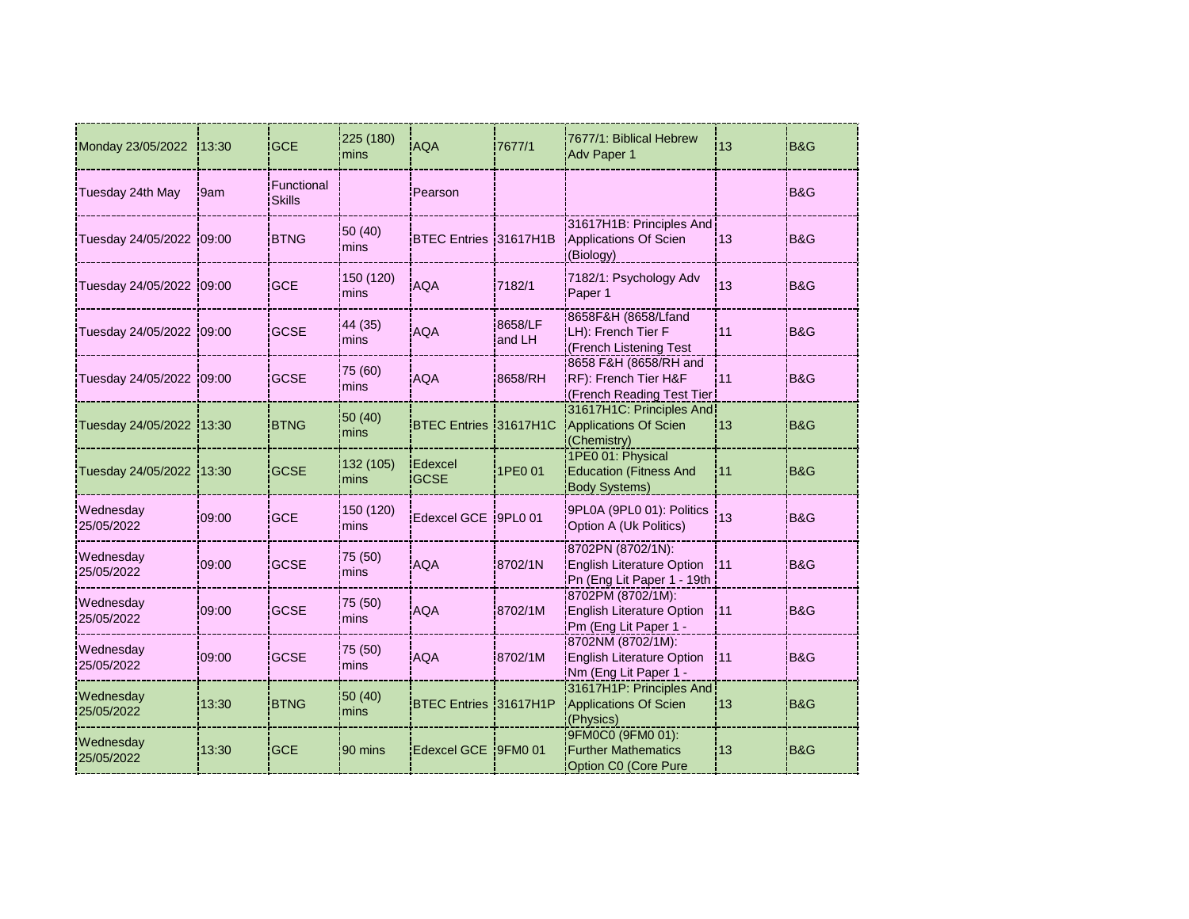| | | | | | | | | |
|---|---|---|---|---|---|---|---|---|
| Monday 23/05/2022 | 13:30 | GCE | 225 (180) mins | AQA | 7677/1 | 7677/1: Biblical Hebrew Adv Paper 1 | 13 | B&G |
| Tuesday 24th May | 9am | Functional Skills | | Pearson | | | | B&G |
| Tuesday 24/05/2022 | 09:00 | BTNG | 50 (40) mins | BTEC Entries | 31617H1B | 31617H1B: Principles And Applications Of Scien (Biology) | 13 | B&G |
| Tuesday 24/05/2022 | 09:00 | GCE | 150 (120) mins | AQA | 7182/1 | 7182/1: Psychology Adv Paper 1 | 13 | B&G |
| Tuesday 24/05/2022 | 09:00 | GCSE | 44 (35) mins | AQA | 8658/LF and LH | 8658F&H (8658/Lfand LH): French Tier F (French Listening Test | 11 | B&G |
| Tuesday 24/05/2022 | 09:00 | GCSE | 75 (60) mins | AQA | 8658/RH | 8658 F&H (8658/RH and RF): French Tier H&F (French Reading Test Tier | 11 | B&G |
| Tuesday 24/05/2022 | 13:30 | BTNG | 50 (40) mins | BTEC Entries | 31617H1C | 31617H1C: Principles And Applications Of Scien (Chemistry) | 13 | B&G |
| Tuesday 24/05/2022 | 13:30 | GCSE | 132 (105) mins | Edexcel GCSE | 1PE0 01 | 1PE0 01: Physical Education (Fitness And Body Systems) | 11 | B&G |
| Wednesday 25/05/2022 | 09:00 | GCE | 150 (120) mins | Edexcel GCE | 9PL0 01 | 9PL0A (9PL0 01): Politics Option A (Uk Politics) | 13 | B&G |
| Wednesday 25/05/2022 | 09:00 | GCSE | 75 (50) mins | AQA | 8702/1N | 8702PN (8702/1N): English Literature Option Pn (Eng Lit Paper 1 - 19th | 11 | B&G |
| Wednesday 25/05/2022 | 09:00 | GCSE | 75 (50) mins | AQA | 8702/1M | 8702PM (8702/1M): English Literature Option Pm (Eng Lit Paper 1 - | 11 | B&G |
| Wednesday 25/05/2022 | 09:00 | GCSE | 75 (50) mins | AQA | 8702/1M | 8702NM (8702/1M): English Literature Option Nm (Eng Lit Paper 1 - | 11 | B&G |
| Wednesday 25/05/2022 | 13:30 | BTNG | 50 (40) mins | BTEC Entries | 31617H1P | 31617H1P: Principles And Applications Of Scien (Physics) | 13 | B&G |
| Wednesday 25/05/2022 | 13:30 | GCE | 90 mins | Edexcel GCE | 9FM0 01 | 9FM0C0 (9FM0 01): Further Mathematics Option C0 (Core Pure | 13 | B&G |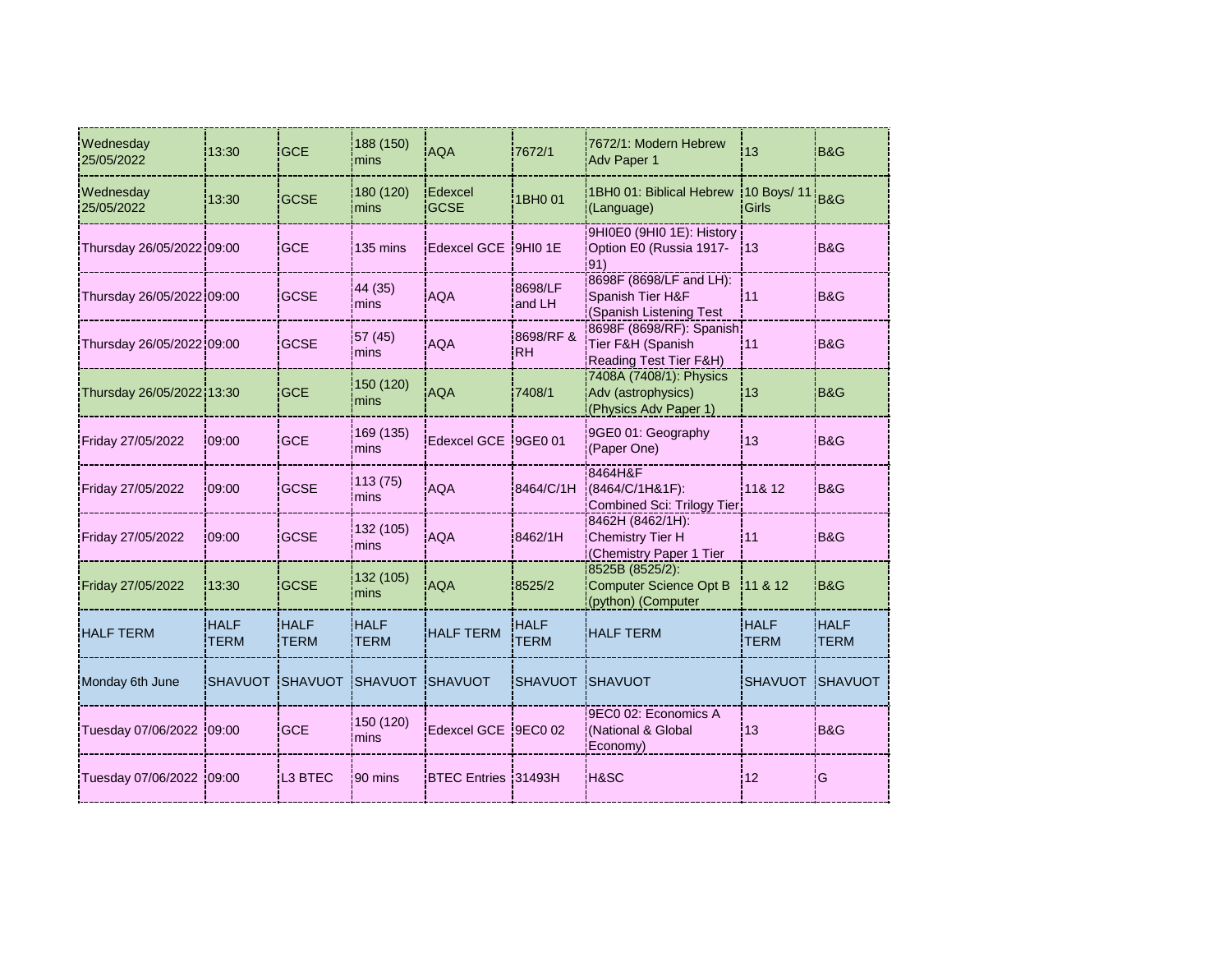| Wednesday 25/05/2022 | 13:30 | GCE | 188 (150) mins | AQA | 7672/1 | 7672/1: Modern Hebrew Adv Paper 1 | 13 | B&G |
|---|---|---|---|---|---|---|---|---|
| Wednesday 25/05/2022 | 13:30 | GCSE | 180 (120) mins | Edexcel GCSE | 1BH0 01 | 1BH0 01: Biblical Hebrew (Language) | 10 Boys/ 11 Girls | B&G |
| Thursday 26/05/2022 | 09:00 | GCE | 135 mins | Edexcel GCE | 9HI0 1E | 9HI0E0 (9HI0 1E): History Option E0 (Russia 1917-91) | 13 | B&G |
| Thursday 26/05/2022 | 09:00 | GCSE | 44 (35) mins | AQA | 8698/LF and LH | 8698F (8698/LF and LH): Spanish Tier H&F (Spanish Listening Test | 11 | B&G |
| Thursday 26/05/2022 | 09:00 | GCSE | 57 (45) mins | AQA | 8698/RF & RH | 8698F (8698/RF): Spanish Tier F&H (Spanish Reading Test Tier F&H) | 11 | B&G |
| Thursday 26/05/2022 | 13:30 | GCE | 150 (120) mins | AQA | 7408/1 | 7408A (7408/1): Physics Adv (astrophysics) (Physics Adv Paper 1) | 13 | B&G |
| Friday 27/05/2022 | 09:00 | GCE | 169 (135) mins | Edexcel GCE | 9GE0 01 | 9GE0 01: Geography (Paper One) | 13 | B&G |
| Friday 27/05/2022 | 09:00 | GCSE | 113 (75) mins | AQA | 8464/C/1H | 8464H&F (8464/C/1H&1F): Combined Sci: Trilogy Tier | 11& 12 | B&G |
| Friday 27/05/2022 | 09:00 | GCSE | 132 (105) mins | AQA | 8462/1H | 8462H (8462/1H): Chemistry Tier H (Chemistry Paper 1 Tier | 11 | B&G |
| Friday 27/05/2022 | 13:30 | GCSE | 132 (105) mins | AQA | 8525/2 | 8525B (8525/2): Computer Science Opt B (python) (Computer | 11 & 12 | B&G |
| HALF TERM | HALF TERM | HALF TERM | HALF TERM | HALF TERM | HALF TERM | HALF TERM | HALF TERM | HALF TERM |
| Monday 6th June | SHAVUOT | SHAVUOT | SHAVUOT | SHAVUOT | SHAVUOT | SHAVUOT | SHAVUOT | SHAVUOT |
| Tuesday 07/06/2022 | 09:00 | GCE | 150 (120) mins | Edexcel GCE | 9EC0 02 | 9EC0 02: Economics A (National & Global Economy) | 13 | B&G |
| Tuesday 07/06/2022 | 09:00 | L3 BTEC | 90 mins | BTEC Entries | 31493H | H&SC | 12 | G |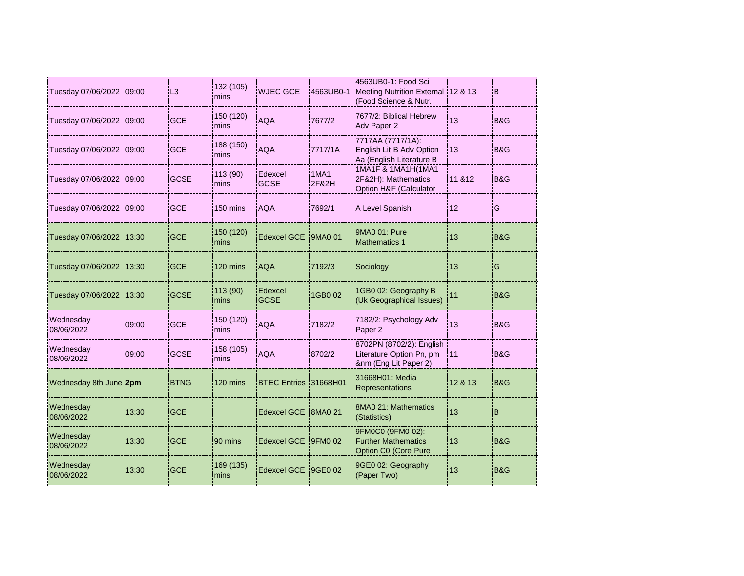| | | | | | | | | |
|---|---|---|---|---|---|---|---|---|
| Tuesday 07/06/2022 | 09:00 | L3 | 132 (105) mins | WJEC GCE | 4563UB0-1 | 4563UB0-1: Food Sci Meeting Nutrition External (Food Science & Nutr. | 12 & 13 | B |
| Tuesday 07/06/2022 | 09:00 | GCE | 150 (120) mins | AQA | 7677/2 | 7677/2: Biblical Hebrew Adv Paper 2 | 13 | B&G |
| Tuesday 07/06/2022 | 09:00 | GCE | 188 (150) mins | AQA | 7717/1A | 7717AA (7717/1A): English Lit B Adv Option Aa (English Literature B | 13 | B&G |
| Tuesday 07/06/2022 | 09:00 | GCSE | 113 (90) mins | Edexcel GCSE | 1MA1 2F&2H | 1MA1F & 1MA1H(1MA1 2F&2H): Mathematics Option H&F (Calculator | 11 &12 | B&G |
| Tuesday 07/06/2022 | 09:00 | GCE | 150 mins | AQA | 7692/1 | A Level Spanish | 12 | G |
| Tuesday 07/06/2022 | 13:30 | GCE | 150 (120) mins | Edexcel GCE | 9MA0 01 | 9MA0 01: Pure Mathematics 1 | 13 | B&G |
| Tuesday 07/06/2022 | 13:30 | GCE | 120 mins | AQA | 7192/3 | Sociology | 13 | G |
| Tuesday 07/06/2022 | 13:30 | GCSE | 113 (90) mins | Edexcel GCSE | 1GB0 02 | 1GB0 02: Geography B (Uk Geographical Issues) | 11 | B&G |
| Wednesday 08/06/2022 | 09:00 | GCE | 150 (120) mins | AQA | 7182/2 | 7182/2: Psychology Adv Paper 2 | 13 | B&G |
| Wednesday 08/06/2022 | 09:00 | GCSE | 158 (105) mins | AQA | 8702/2 | 8702PN (8702/2): English Literature Option Pn, pm &nm (Eng Lit Paper 2) | 11 | B&G |
| Wednesday 8th June | **2pm** | BTNG | 120 mins | BTEC Entries | 31668H01 | 31668H01: Media Representations | 12 & 13 | B&G |
| Wednesday 08/06/2022 | 13:30 | GCE | | Edexcel GCE | 8MA0 21 | 8MA0 21: Mathematics (Statistics) | 13 | B |
| Wednesday 08/06/2022 | 13:30 | GCE | 90 mins | Edexcel GCE | 9FM0 02 | 9FM0C0 (9FM0 02): Further Mathematics Option C0 (Core Pure | 13 | B&G |
| Wednesday 08/06/2022 | 13:30 | GCE | 169 (135) mins | Edexcel GCE | 9GE0 02 | 9GE0 02: Geography (Paper Two) | 13 | B&G |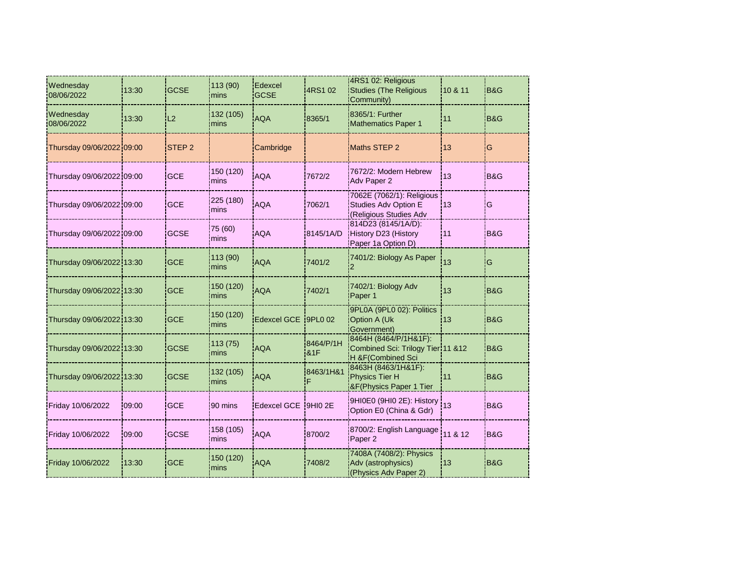| | | | | | | | | |
|---|---|---|---|---|---|---|---|---|
| Wednesday 08/06/2022 | 13:30 | GCSE | 113 (90) mins | Edexcel GCSE | 4RS1 02 | 4RS1 02: Religious Studies (The Religious Community) | 10 & 11 | B&G |
| Wednesday 08/06/2022 | 13:30 | L2 | 132 (105) mins | AQA | 8365/1 | 8365/1: Further Mathematics Paper 1 | 11 | B&G |
| Thursday 09/06/2022 | 09:00 | STEP 2 | | Cambridge | | Maths STEP 2 | 13 | G |
| Thursday 09/06/2022 | 09:00 | GCE | 150 (120) mins | AQA | 7672/2 | 7672/2: Modern Hebrew Adv Paper 2 | 13 | B&G |
| Thursday 09/06/2022 | 09:00 | GCE | 225 (180) mins | AQA | 7062/1 | 7062E (7062/1): Religious Studies Adv Option E (Religious Studies Adv | 13 | G |
| Thursday 09/06/2022 | 09:00 | GCSE | 75 (60) mins | AQA | 8145/1A/D | 814D23 (8145/1A/D): History D23 (History Paper 1a Option D) | 11 | B&G |
| Thursday 09/06/2022 | 13:30 | GCE | 113 (90) mins | AQA | 7401/2 | 7401/2: Biology As Paper 2 | 13 | G |
| Thursday 09/06/2022 | 13:30 | GCE | 150 (120) mins | AQA | 7402/1 | 7402/1: Biology Adv Paper 1 | 13 | B&G |
| Thursday 09/06/2022 | 13:30 | GCE | 150 (120) mins | Edexcel GCE | 9PL0 02 | 9PL0A (9PL0 02): Politics Option A (Uk Government) | 13 | B&G |
| Thursday 09/06/2022 | 13:30 | GCSE | 113 (75) mins | AQA | 8464/P/1H &1F | 8464H (8464/P/1H&1F): Combined Sci: Trilogy Tier H &F(Combined Sci | 11 &12 | B&G |
| Thursday 09/06/2022 | 13:30 | GCSE | 132 (105) mins | AQA | 8463/1H&1F | 8463H (8463/1H&1F): Physics Tier H &F(Physics Paper 1 Tier | 11 | B&G |
| Friday 10/06/2022 | 09:00 | GCE | 90 mins | Edexcel GCE | 9HI0 2E | 9HI0E0 (9HI0 2E): History Option E0 (China & Gdr) | 13 | B&G |
| Friday 10/06/2022 | 09:00 | GCSE | 158 (105) mins | AQA | 8700/2 | 8700/2: English Language Paper 2 | 11 & 12 | B&G |
| Friday 10/06/2022 | 13:30 | GCE | 150 (120) mins | AQA | 7408/2 | 7408A (7408/2): Physics Adv (astrophysics) (Physics Adv Paper 2) | 13 | B&G |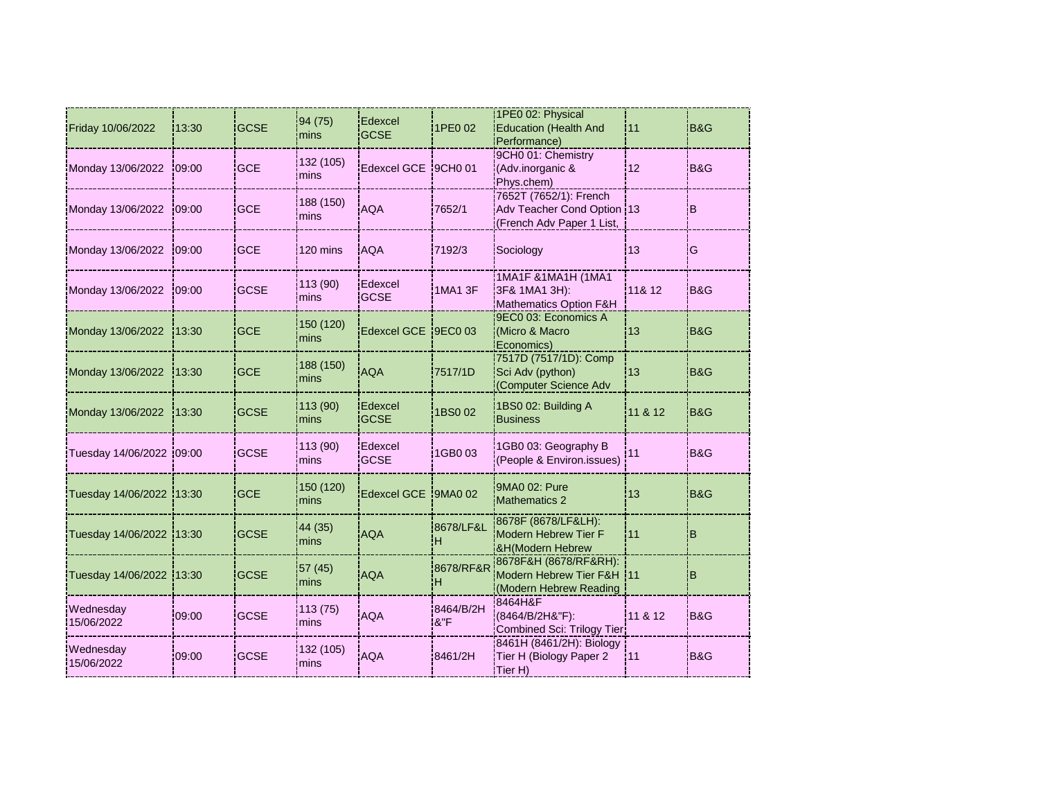| | | | | | | | | |
|---|---|---|---|---|---|---|---|---|
| Friday 10/06/2022 | 13:30 | GCSE | 94 (75) mins | Edexcel GCSE | 1PE0 02 | 1PE0 02: Physical Education (Health And Performance) | 11 | B&G |
| Monday 13/06/2022 | 09:00 | GCE | 132 (105) mins | Edexcel GCE | 9CH0 01 | 9CH0 01: Chemistry (Adv.inorganic & Phys.chem) | 12 | B&G |
| Monday 13/06/2022 | 09:00 | GCE | 188 (150) mins | AQA | 7652/1 | 7652T (7652/1): French Adv Teacher Cond Option (French Adv Paper 1 List, | 13 | B |
| Monday 13/06/2022 | 09:00 | GCE | 120 mins | AQA | 7192/3 | Sociology | 13 | G |
| Monday 13/06/2022 | 09:00 | GCSE | 113 (90) mins | Edexcel GCSE | 1MA1 3F | 1MA1F &1MA1H (1MA1 3F& 1MA1 3H): Mathematics Option F&H | 11& 12 | B&G |
| Monday 13/06/2022 | 13:30 | GCE | 150 (120) mins | Edexcel GCE | 9EC0 03 | 9EC0 03: Economics A (Micro & Macro Economics) | 13 | B&G |
| Monday 13/06/2022 | 13:30 | GCE | 188 (150) mins | AQA | 7517/1D | 7517D (7517/1D): Comp Sci Adv (python) (Computer Science Adv | 13 | B&G |
| Monday 13/06/2022 | 13:30 | GCSE | 113 (90) mins | Edexcel GCSE | 1BS0 02 | 1BS0 02: Building A Business | 11 & 12 | B&G |
| Tuesday 14/06/2022 | 09:00 | GCSE | 113 (90) mins | Edexcel GCSE | 1GB0 03 | 1GB0 03: Geography B (People & Environ.issues) | 11 | B&G |
| Tuesday 14/06/2022 | 13:30 | GCE | 150 (120) mins | Edexcel GCE | 9MA0 02 | 9MA0 02: Pure Mathematics 2 | 13 | B&G |
| Tuesday 14/06/2022 | 13:30 | GCSE | 44 (35) mins | AQA | 8678/LF&LH | 8678F (8678/LF&LH): Modern Hebrew Tier F &H(Modern Hebrew | 11 | B |
| Tuesday 14/06/2022 | 13:30 | GCSE | 57 (45) mins | AQA | 8678/RF&RH | 8678F&H (8678/RF&RH): Modern Hebrew Tier F&H (Modern Hebrew Reading | 11 | B |
| Wednesday 15/06/2022 | 09:00 | GCSE | 113 (75) mins | AQA | 8464/B/2H &"F | 8464H&F (8464/B/2H&"F): Combined Sci: Trilogy Tier | 11 & 12 | B&G |
| Wednesday 15/06/2022 | 09:00 | GCSE | 132 (105) mins | AQA | 8461/2H | 8461H (8461/2H): Biology Tier H (Biology Paper 2 Tier H) | 11 | B&G |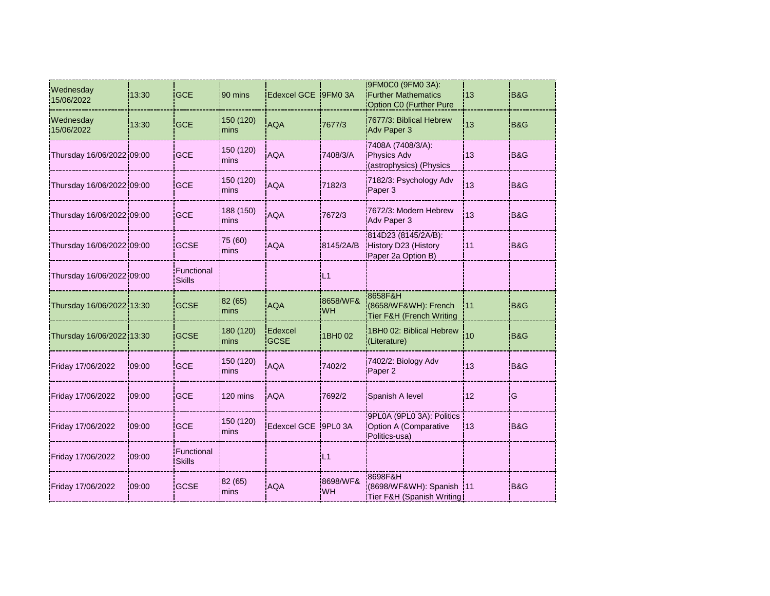| | | | | | | | | |
|---|---|---|---|---|---|---|---|---|
| Wednesday 15/06/2022 | 13:30 | GCE | 90 mins | Edexcel GCE | 9FM0 3A | 9FM0C0 (9FM0 3A): Further Mathematics Option C0 (Further Pure | 13 | B&G |
| Wednesday 15/06/2022 | 13:30 | GCE | 150 (120) mins | AQA | 7677/3 | 7677/3: Biblical Hebrew Adv Paper 3 | 13 | B&G |
| Thursday 16/06/2022 | 09:00 | GCE | 150 (120) mins | AQA | 7408/3/A | 7408A (7408/3/A): Physics Adv (astrophysics) (Physics | 13 | B&G |
| Thursday 16/06/2022 | 09:00 | GCE | 150 (120) mins | AQA | 7182/3 | 7182/3: Psychology Adv Paper 3 | 13 | B&G |
| Thursday 16/06/2022 | 09:00 | GCE | 188 (150) mins | AQA | 7672/3 | 7672/3: Modern Hebrew Adv Paper 3 | 13 | B&G |
| Thursday 16/06/2022 | 09:00 | GCSE | 75 (60) mins | AQA | 8145/2A/B | 814D23 (8145/2A/B): History D23 (History Paper 2a Option B) | 11 | B&G |
| Thursday 16/06/2022 | 09:00 | Functional Skills | | | L1 | | | |
| Thursday 16/06/2022 | 13:30 | GCSE | 82 (65) mins | AQA | 8658/WF&WH | 8658F&H (8658/WF&WH): French Tier F&H (French Writing | 11 | B&G |
| Thursday 16/06/2022 | 13:30 | GCSE | 180 (120) mins | Edexcel GCSE | 1BH0 02 | 1BH0 02: Biblical Hebrew (Literature) | 10 | B&G |
| Friday 17/06/2022 | 09:00 | GCE | 150 (120) mins | AQA | 7402/2 | 7402/2: Biology Adv Paper 2 | 13 | B&G |
| Friday 17/06/2022 | 09:00 | GCE | 120 mins | AQA | 7692/2 | Spanish A level | 12 | G |
| Friday 17/06/2022 | 09:00 | GCE | 150 (120) mins | Edexcel GCE | 9PL0 3A | 9PL0A (9PL0 3A): Politics Option A (Comparative Politics-usa) | 13 | B&G |
| Friday 17/06/2022 | 09:00 | Functional Skills | | | L1 | | | |
| Friday 17/06/2022 | 09:00 | GCSE | 82 (65) mins | AQA | 8698/WF&WH | 8698F&H (8698/WF&WH): Spanish Tier F&H (Spanish Writing | 11 | B&G |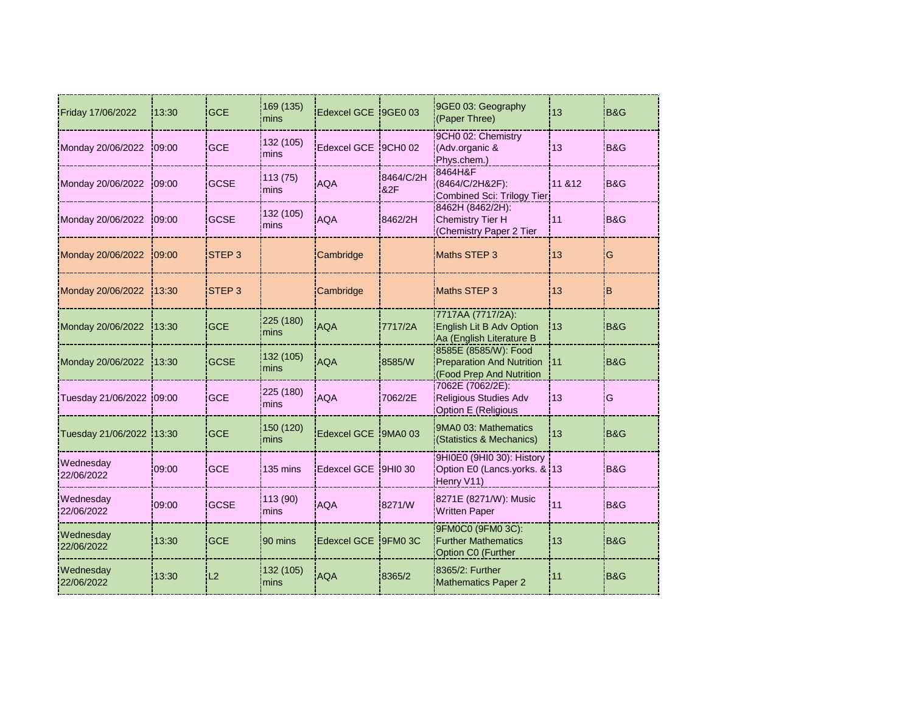| | | | | | | | | |
|---|---|---|---|---|---|---|---|---|
| Friday 17/06/2022 | 13:30 | GCE | 169 (135) mins | Edexcel GCE | 9GE0 03 | 9GE0 03: Geography (Paper Three) | 13 | B&G |
| Monday 20/06/2022 | 09:00 | GCE | 132 (105) mins | Edexcel GCE | 9CH0 02 | 9CH0 02: Chemistry (Adv.organic & Phys.chem.) | 13 | B&G |
| Monday 20/06/2022 | 09:00 | GCSE | 113 (75) mins | AQA | 8464/C/2H &2F | 8464H&F (8464/C/2H&2F): Combined Sci: Trilogy Tier | 11 &12 | B&G |
| Monday 20/06/2022 | 09:00 | GCSE | 132 (105) mins | AQA | 8462/2H | 8462H (8462/2H): Chemistry Tier H (Chemistry Paper 2 Tier | 11 | B&G |
| Monday 20/06/2022 | 09:00 | STEP 3 | | Cambridge | | Maths STEP 3 | 13 | G |
| Monday 20/06/2022 | 13:30 | STEP 3 | | Cambridge | | Maths STEP 3 | 13 | B |
| Monday 20/06/2022 | 13:30 | GCE | 225 (180) mins | AQA | 7717/2A | 7717AA (7717/2A): English Lit B Adv Option Aa (English Literature B | 13 | B&G |
| Monday 20/06/2022 | 13:30 | GCSE | 132 (105) mins | AQA | 8585/W | 8585E (8585/W): Food Preparation And Nutrition (Food Prep And Nutrition | 11 | B&G |
| Tuesday 21/06/2022 | 09:00 | GCE | 225 (180) mins | AQA | 7062/2E | 7062E (7062/2E): Religious Studies Adv Option E (Religious | 13 | G |
| Tuesday 21/06/2022 | 13:30 | GCE | 150 (120) mins | Edexcel GCE | 9MA0 03 | 9MA0 03: Mathematics (Statistics & Mechanics) | 13 | B&G |
| Wednesday 22/06/2022 | 09:00 | GCE | 135 mins | Edexcel GCE | 9HI0 30 | 9HI0E0 (9HI0 30): History Option E0 (Lancs.yorks. & Henry V11) | 13 | B&G |
| Wednesday 22/06/2022 | 09:00 | GCSE | 113 (90) mins | AQA | 8271/W | 8271E (8271/W): Music Written Paper | 11 | B&G |
| Wednesday 22/06/2022 | 13:30 | GCE | 90 mins | Edexcel GCE | 9FM0 3C | 9FM0C0 (9FM0 3C): Further Mathematics Option C0 (Further | 13 | B&G |
| Wednesday 22/06/2022 | 13:30 | L2 | 132 (105) mins | AQA | 8365/2 | 8365/2: Further Mathematics Paper 2 | 11 | B&G |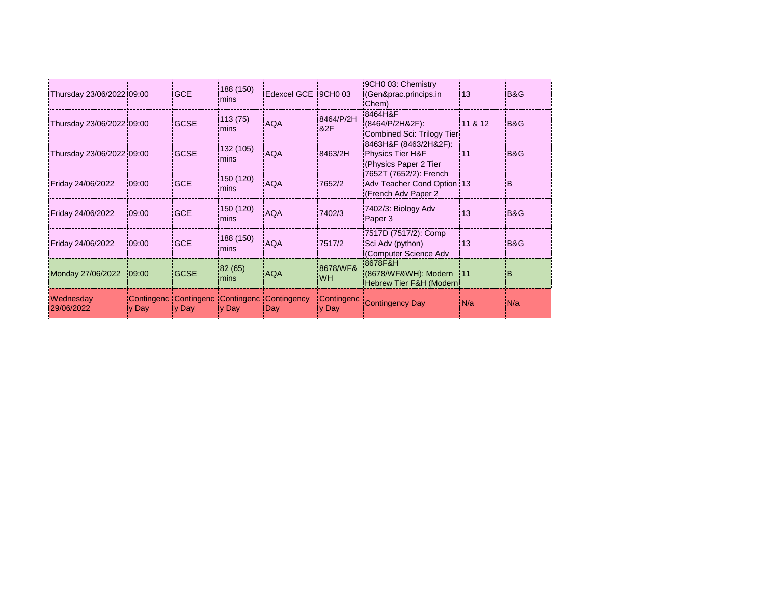| | | | | | | | | |
|---|---|---|---|---|---|---|---|---|
| Thursday 23/06/2022 | 09:00 | GCE | 188 (150) mins | Edexcel GCE | 9CH0 03 | 9CH0 03: Chemistry (Gen&prac.princips.in Chem) | 13 | B&G |
| Thursday 23/06/2022 | 09:00 | GCSE | 113 (75) mins | AQA | 8464/P/2H &2F | 8464H&F (8464/P/2H&2F): Combined Sci: Trilogy Tier | 11 & 12 | B&G |
| Thursday 23/06/2022 | 09:00 | GCSE | 132 (105) mins | AQA | 8463/2H | 8463H&F (8463/2H&2F): Physics Tier H&F (Physics Paper 2 Tier | 11 | B&G |
| Friday 24/06/2022 | 09:00 | GCE | 150 (120) mins | AQA | 7652/2 | 7652T (7652/2): French Adv Teacher Cond Option (French Adv Paper 2 | 13 | B |
| Friday 24/06/2022 | 09:00 | GCE | 150 (120) mins | AQA | 7402/3 | 7402/3: Biology Adv Paper 3 | 13 | B&G |
| Friday 24/06/2022 | 09:00 | GCE | 188 (150) mins | AQA | 7517/2 | 7517D (7517/2): Comp Sci Adv (python) (Computer Science Adv | 13 | B&G |
| Monday 27/06/2022 | 09:00 | GCSE | 82 (65) mins | AQA | 8678/WF&WH | 8678F&H (8678/WF&WH): Modern Hebrew Tier F&H (Modern | 11 | B |
| Wednesday 29/06/2022 | Contingency Day | Contingency Day | Contingency Day | Contingency Day | Contingency Day | Contingency Day | N/a | N/a |